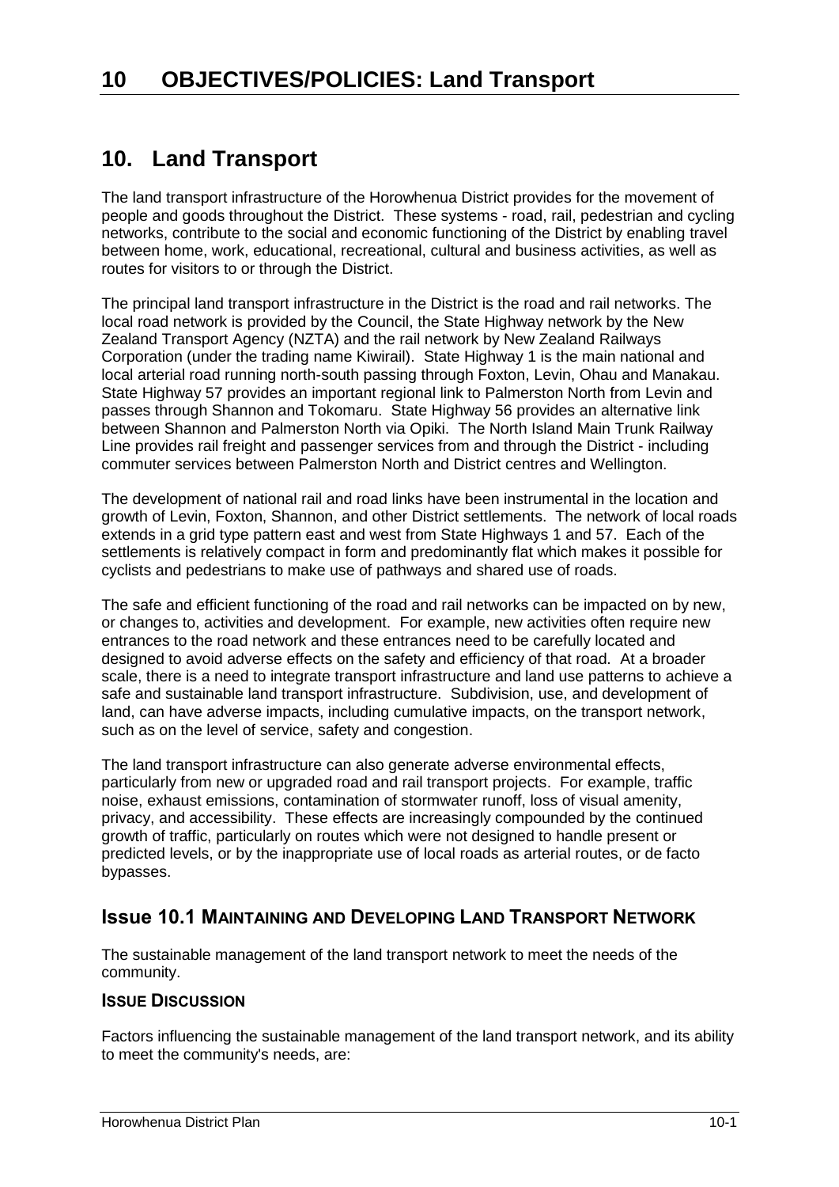# 10 OBJECTIVES/POLICIES: Land Transport

## 10. Land Transport

The land transport infrastructure of the Horowhenua District provides for the movement of people and goods throughout the District. These systems - road, rail, pedestrian and cycling networks, contribute to the social and economic functioning of the District by enabling travel between home, work, educational, recreational, cultural and business activities, as well as routes for visitors to or through the District.

The principal land transport infrastructure in the District is the road and rail networks. The local road network is provided by the Council, the State Highway network by the New Zealand Transport Agency (NZTA) and the rail network by New Zealand Railways Corporation (under the trading name Kiwirail). State Highway 1 is the main national and local arterial road running north-south passing through Foxton, Levin, Ohau and Manakau. State Highway 57 provides an important regional link to Palmerston North from Levin and passes through Shannon and Tokomaru. State Highway 56 provides an alternative link between Shannon and Palmerston North via Opiki. The North Island Main Trunk Railway Line provides rail freight and passenger services from and through the District - including commuter services between Palmerston North and District centres and Wellington.

The development of national rail and road links have been instrumental in the location and growth of Levin, Foxton, Shannon, and other District settlements. The network of local roads extends in a grid type pattern east and west from State Highways 1 and 57. Each of the settlements is relatively compact in form and predominantly flat which makes it possible for cyclists and pedestrians to make use of pathways and shared use of roads.

The safe and efficient functioning of the road and rail networks can be impacted on by new, or changes to, activities and development. For example, new activities often require new entrances to the road network and these entrances need to be carefully located and designed to avoid adverse effects on the safety and efficiency of that road. At a broader scale, there is a need to integrate transport infrastructure and land use patterns to achieve a safe and sustainable land transport infrastructure. Subdivision, use, and development of land, can have adverse impacts, including cumulative impacts, on the transport network, such as on the level of service, safety and congestion.

The land transport infrastructure can also generate adverse environmental effects, particularly from new or upgraded road and rail transport projects. For example, traffic noise, exhaust emissions, contamination of stormwater runoff, loss of visual amenity, privacy, and accessibility. These effects are increasingly compounded by the continued growth of traffic, particularly on routes which were not designed to handle present or predicted levels, or by the inappropriate use of local roads as arterial routes, or de facto bypasses.

### Issue 10.1 Maintaining and Developing Land Transport Network

The sustainable management of the land transport network to meet the needs of the community.

#### Issue Discussion

Factors influencing the sustainable management of the land transport network, and its ability to meet the community's needs, are: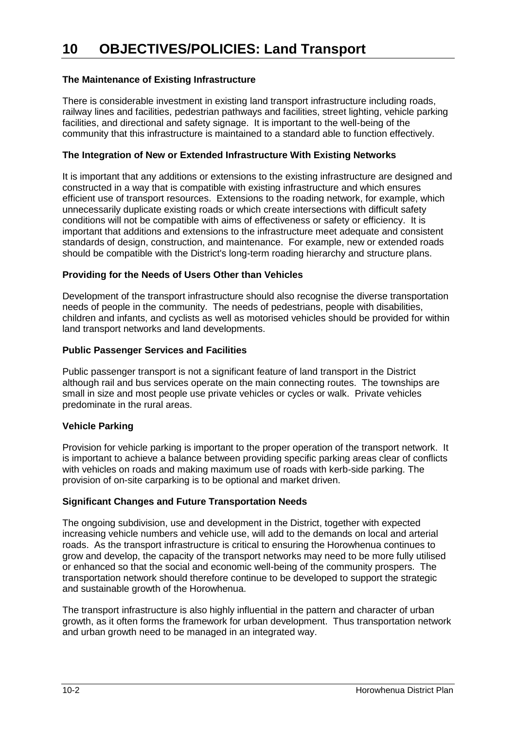# 10 OBJECTIVES/POLICIES: Land Transport

**The Maintenance of Existing Infrastructure**

There is considerable investment in existing land transport infrastructure including roads, railway lines and facilities, pedestrian pathways and facilities, street lighting, vehicle parking facilities, and directional and safety signage. It is important to the well-being of the community that this infrastructure is maintained to a standard able to function effectively.

**The Integration of New or Extended Infrastructure With Existing Networks**

It is important that any additions or extensions to the existing infrastructure are designed and constructed in a way that is compatible with existing infrastructure and which ensures efficient use of transport resources. Extensions to the roading network, for example, which unnecessarily duplicate existing roads or which create intersections with difficult safety conditions will not be compatible with aims of effectiveness or safety or efficiency. It is important that additions and extensions to the infrastructure meet adequate and consistent standards of design, construction, and maintenance. For example, new or extended roads should be compatible with the District's long-term roading hierarchy and structure plans.

**Providing for the Needs of Users Other than Vehicles**

Development of the transport infrastructure should also recognise the diverse transportation needs of people in the community. The needs of pedestrians, people with disabilities, children and infants, and cyclists as well as motorised vehicles should be provided for within land transport networks and land developments.

**Public Passenger Services and Facilities**

Public passenger transport is not a significant feature of land transport in the District although rail and bus services operate on the main connecting routes. The townships are small in size and most people use private vehicles or cycles or walk. Private vehicles predominate in the rural areas.

**Vehicle Parking**

Provision for vehicle parking is important to the proper operation of the transport network. It is important to achieve a balance between providing specific parking areas clear of conflicts with vehicles on roads and making maximum use of roads with kerb-side parking. The provision of on-site carparking is to be optional and market driven.

**Significant Changes and Future Transportation Needs**

The ongoing subdivision, use and development in the District, together with expected increasing vehicle numbers and vehicle use, will add to the demands on local and arterial roads. As the transport infrastructure is critical to ensuring the Horowhenua continues to grow and develop, the capacity of the transport networks may need to be more fully utilised or enhanced so that the social and economic well-being of the community prospers. The transportation network should therefore continue to be developed to support the strategic and sustainable growth of the Horowhenua.

The transport infrastructure is also highly influential in the pattern and character of urban growth, as it often forms the framework for urban development. Thus transportation network and urban growth need to be managed in an integrated way.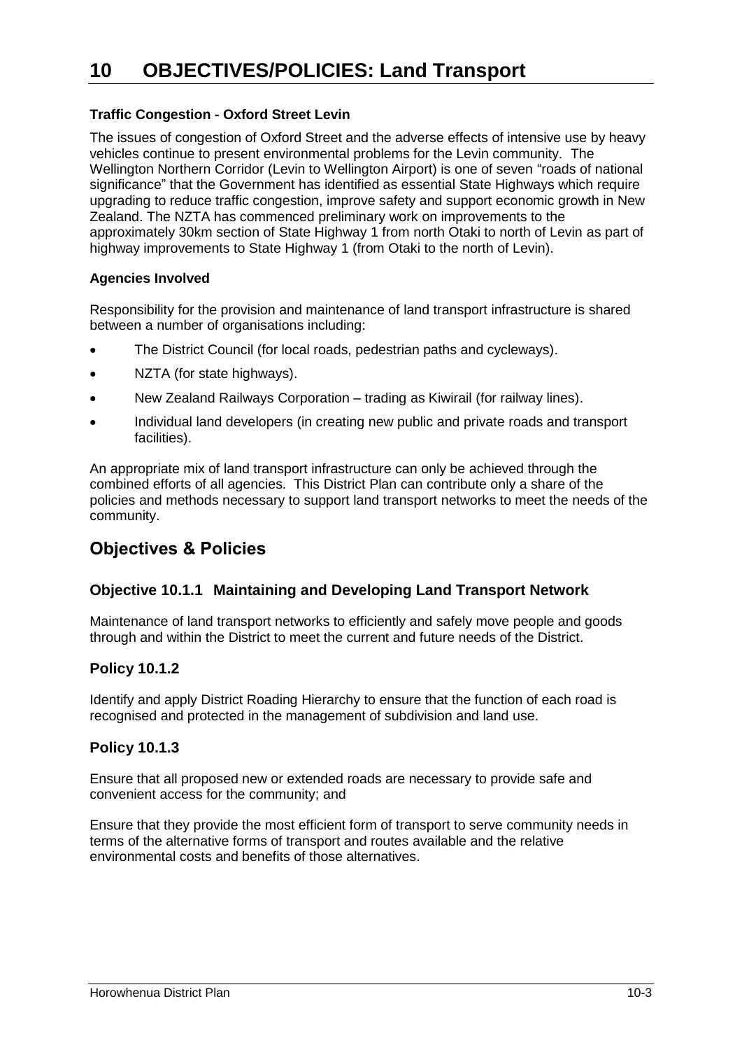# 10 OBJECTIVES/POLICIES: Land Transport

**Traffic Congestion - Oxford Street Levin**

The issues of congestion of Oxford Street and the adverse effects of intensive use by heavy vehicles continue to present environmental problems for the Levin community. The Wellington Northern Corridor (Levin to Wellington Airport) is one of seven "roads of national significance" that the Government has identified as essential State Highways which require upgrading to reduce traffic congestion, improve safety and support economic growth in New Zealand. The NZTA has commenced preliminary work on improvements to the approximately 30km section of State Highway 1 from north Otaki to north of Levin as part of highway improvements to State Highway 1 (from Otaki to the north of Levin).

**Agencies Involved**

Responsibility for the provision and maintenance of land transport infrastructure is shared between a number of organisations including:

- The District Council (for local roads, pedestrian paths and cycleways).
- NZTA (for state highways).
- New Zealand Railways Corporation – trading as Kiwirail (for railway lines).
- Individual land developers (in creating new public and private roads and transport facilities).

An appropriate mix of land transport infrastructure can only be achieved through the combined efforts of all agencies. This District Plan can contribute only a share of the policies and methods necessary to support land transport networks to meet the needs of the community.

## Objectives & Policies

### Objective 10.1.1 Maintaining and Developing Land Transport Network

Maintenance of land transport networks to efficiently and safely move people and goods through and within the District to meet the current and future needs of the District.

### Policy 10.1.2

Identify and apply District Roading Hierarchy to ensure that the function of each road is recognised and protected in the management of subdivision and land use.

### Policy 10.1.3

Ensure that all proposed new or extended roads are necessary to provide safe and convenient access for the community; and

Ensure that they provide the most efficient form of transport to serve community needs in terms of the alternative forms of transport and routes available and the relative environmental costs and benefits of those alternatives.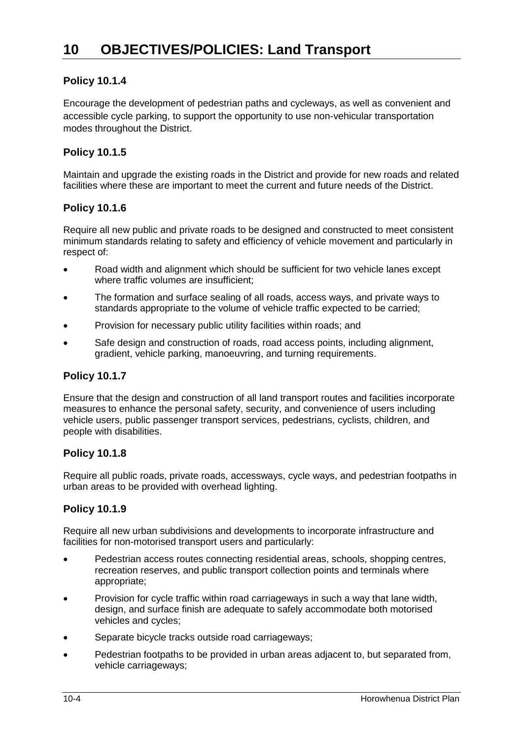# 10 OBJECTIVES/POLICIES: Land Transport

### Policy 10.1.4

Encourage the development of pedestrian paths and cycleways, as well as convenient and accessible cycle parking, to support the opportunity to use non-vehicular transportation modes throughout the District.

### Policy 10.1.5

Maintain and upgrade the existing roads in the District and provide for new roads and related facilities where these are important to meet the current and future needs of the District.

### Policy 10.1.6

Require all new public and private roads to be designed and constructed to meet consistent minimum standards relating to safety and efficiency of vehicle movement and particularly in respect of:

- Road width and alignment which should be sufficient for two vehicle lanes except where traffic volumes are insufficient;
- The formation and surface sealing of all roads, access ways, and private ways to standards appropriate to the volume of vehicle traffic expected to be carried;
- Provision for necessary public utility facilities within roads; and
- Safe design and construction of roads, road access points, including alignment, gradient, vehicle parking, manoeuvring, and turning requirements.

### Policy 10.1.7

Ensure that the design and construction of all land transport routes and facilities incorporate measures to enhance the personal safety, security, and convenience of users including vehicle users, public passenger transport services, pedestrians, cyclists, children, and people with disabilities.

### Policy 10.1.8

Require all public roads, private roads, accessways, cycle ways, and pedestrian footpaths in urban areas to be provided with overhead lighting.

### Policy 10.1.9

Require all new urban subdivisions and developments to incorporate infrastructure and facilities for non-motorised transport users and particularly:

- Pedestrian access routes connecting residential areas, schools, shopping centres, recreation reserves, and public transport collection points and terminals where appropriate;
- Provision for cycle traffic within road carriageways in such a way that lane width, design, and surface finish are adequate to safely accommodate both motorised vehicles and cycles;
- Separate bicycle tracks outside road carriageways;
- Pedestrian footpaths to be provided in urban areas adjacent to, but separated from, vehicle carriageways;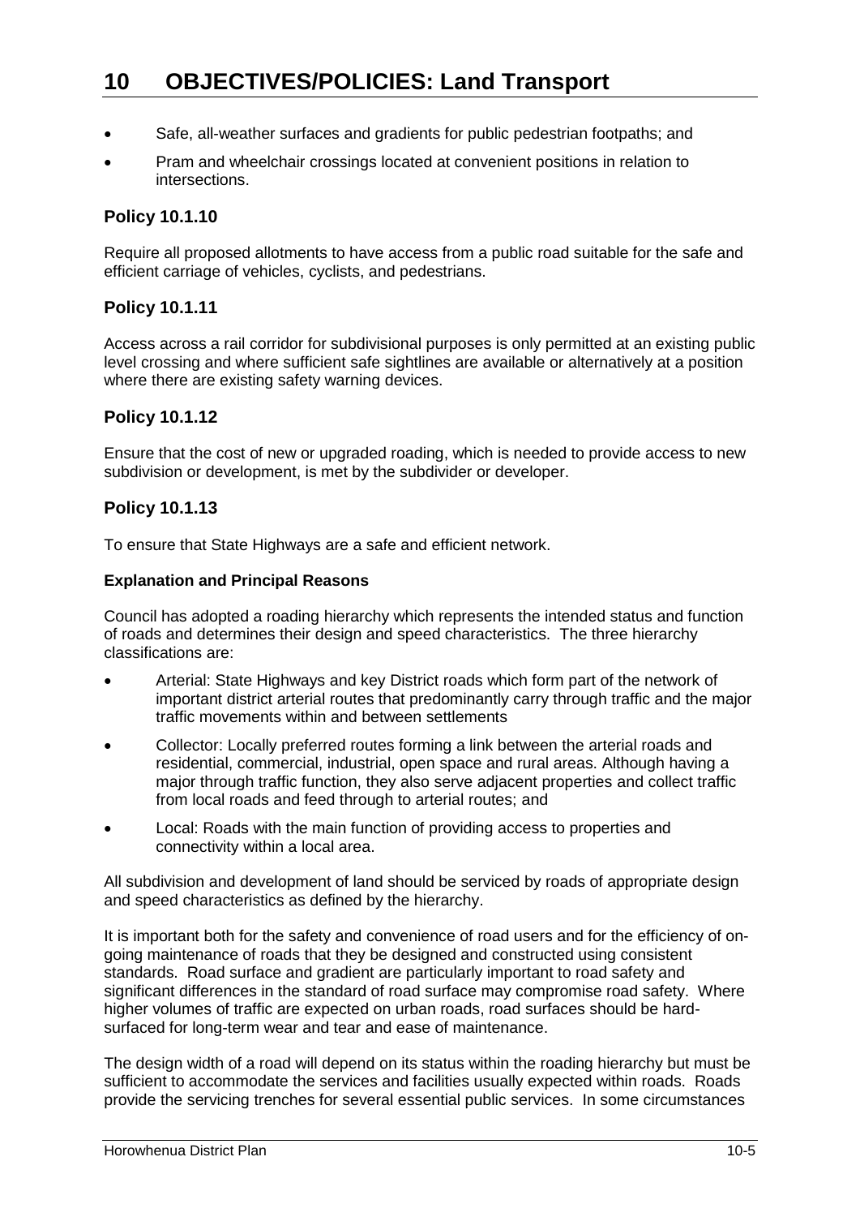- Safe, all-weather surfaces and gradients for public pedestrian footpaths; and
- Pram and wheelchair crossings located at convenient positions in relation to intersections.

### Policy 10.1.10

Require all proposed allotments to have access from a public road suitable for the safe and efficient carriage of vehicles, cyclists, and pedestrians.

### Policy 10.1.11

Access across a rail corridor for subdivisional purposes is only permitted at an existing public level crossing and where sufficient safe sightlines are available or alternatively at a position where there are existing safety warning devices.

### Policy 10.1.12

Ensure that the cost of new or upgraded roading, which is needed to provide access to new subdivision or development, is met by the subdivider or developer.

### Policy 10.1.13

To ensure that State Highways are a safe and efficient network.

**Explanation and Principal Reasons**

Council has adopted a roading hierarchy which represents the intended status and function of roads and determines their design and speed characteristics. The three hierarchy classifications are:

- Arterial: State Highways and key District roads which form part of the network of important district arterial routes that predominantly carry through traffic and the major traffic movements within and between settlements
- Collector: Locally preferred routes forming a link between the arterial roads and residential, commercial, industrial, open space and rural areas. Although having a major through traffic function, they also serve adjacent properties and collect traffic from local roads and feed through to arterial routes; and
- Local: Roads with the main function of providing access to properties and connectivity within a local area.

All subdivision and development of land should be serviced by roads of appropriate design and speed characteristics as defined by the hierarchy.

It is important both for the safety and convenience of road users and for the efficiency of on-going maintenance of roads that they be designed and constructed using consistent standards. Road surface and gradient are particularly important to road safety and significant differences in the standard of road surface may compromise road safety. Where higher volumes of traffic are expected on urban roads, road surfaces should be hard-surfaced for long-term wear and tear and ease of maintenance.

The design width of a road will depend on its status within the roading hierarchy but must be sufficient to accommodate the services and facilities usually expected within roads. Roads provide the servicing trenches for several essential public services. In some circumstances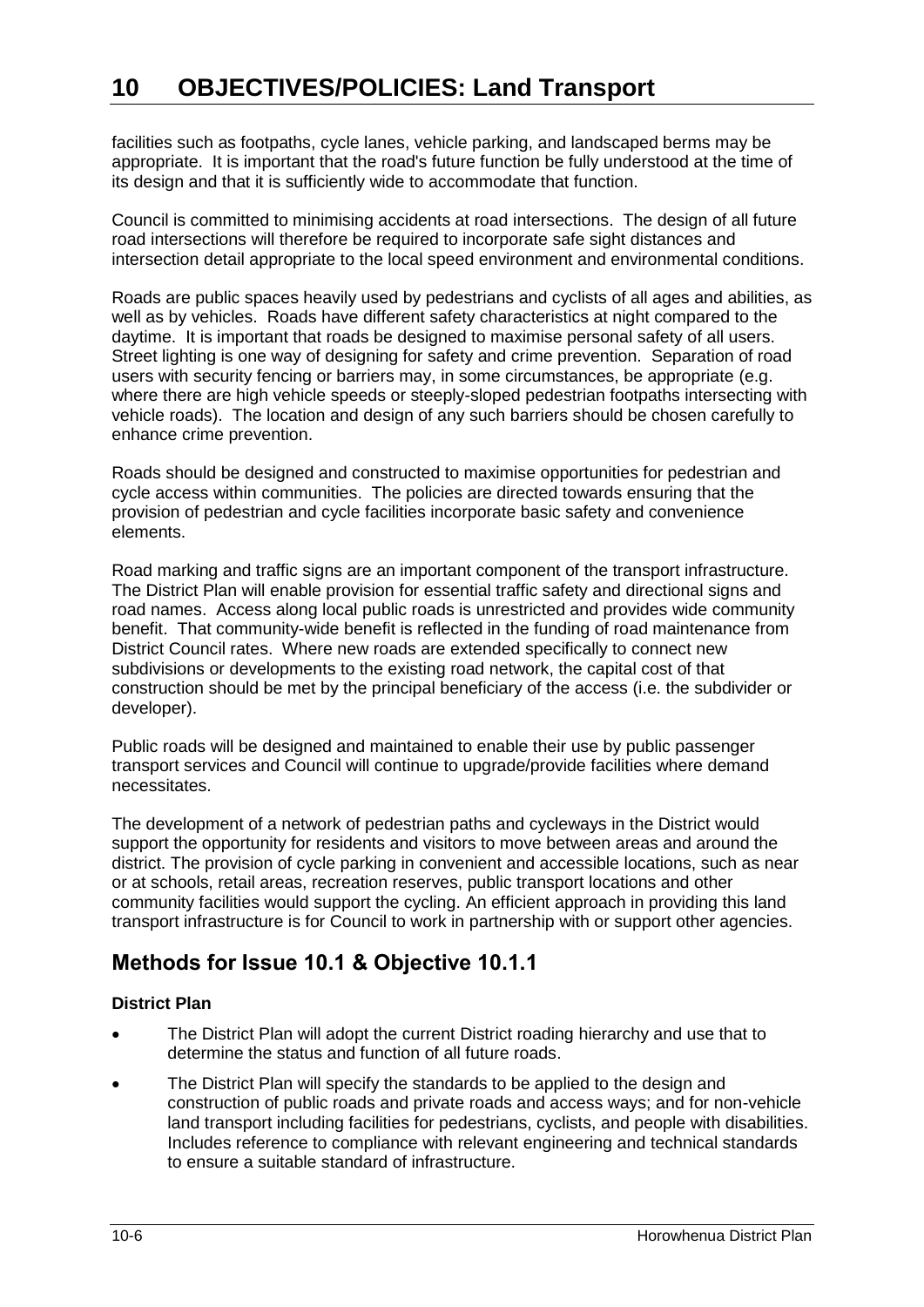facilities such as footpaths, cycle lanes, vehicle parking, and landscaped berms may be appropriate. It is important that the road's future function be fully understood at the time of its design and that it is sufficiently wide to accommodate that function.

Council is committed to minimising accidents at road intersections. The design of all future road intersections will therefore be required to incorporate safe sight distances and intersection detail appropriate to the local speed environment and environmental conditions.

Roads are public spaces heavily used by pedestrians and cyclists of all ages and abilities, as well as by vehicles. Roads have different safety characteristics at night compared to the daytime. It is important that roads be designed to maximise personal safety of all users. Street lighting is one way of designing for safety and crime prevention. Separation of road users with security fencing or barriers may, in some circumstances, be appropriate (e.g. where there are high vehicle speeds or steeply-sloped pedestrian footpaths intersecting with vehicle roads). The location and design of any such barriers should be chosen carefully to enhance crime prevention.

Roads should be designed and constructed to maximise opportunities for pedestrian and cycle access within communities. The policies are directed towards ensuring that the provision of pedestrian and cycle facilities incorporate basic safety and convenience elements.

Road marking and traffic signs are an important component of the transport infrastructure. The District Plan will enable provision for essential traffic safety and directional signs and road names. Access along local public roads is unrestricted and provides wide community benefit. That community-wide benefit is reflected in the funding of road maintenance from District Council rates. Where new roads are extended specifically to connect new subdivisions or developments to the existing road network, the capital cost of that construction should be met by the principal beneficiary of the access (i.e. the subdivider or developer).

Public roads will be designed and maintained to enable their use by public passenger transport services and Council will continue to upgrade/provide facilities where demand necessitates.

The development of a network of pedestrian paths and cycleways in the District would support the opportunity for residents and visitors to move between areas and around the district. The provision of cycle parking in convenient and accessible locations, such as near or at schools, retail areas, recreation reserves, public transport locations and other community facilities would support the cycling. An efficient approach in providing this land transport infrastructure is for Council to work in partnership with or support other agencies.

## Methods for Issue 10.1 & Objective 10.1.1

**District Plan**

- The District Plan will adopt the current District roading hierarchy and use that to determine the status and function of all future roads.
- The District Plan will specify the standards to be applied to the design and construction of public roads and private roads and access ways; and for non-vehicle land transport including facilities for pedestrians, cyclists, and people with disabilities. Includes reference to compliance with relevant engineering and technical standards to ensure a suitable standard of infrastructure.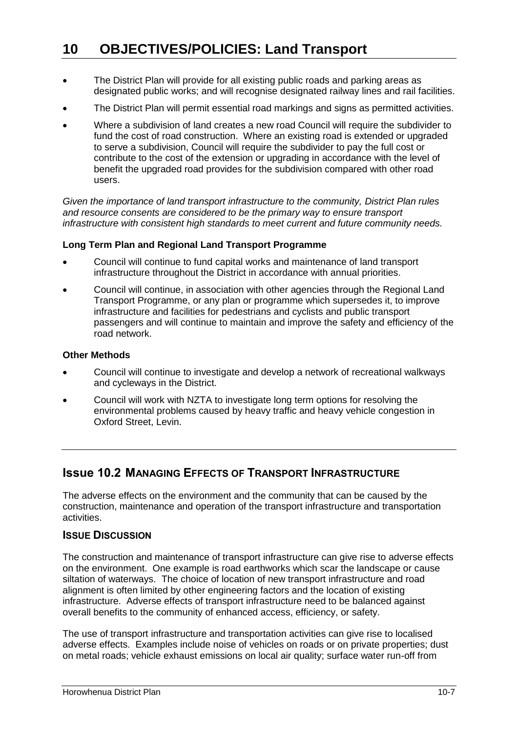# 10 OBJECTIVES/POLICIES: Land Transport

- The District Plan will provide for all existing public roads and parking areas as designated public works; and will recognise designated railway lines and rail facilities.
- The District Plan will permit essential road markings and signs as permitted activities.
- Where a subdivision of land creates a new road Council will require the subdivider to fund the cost of road construction. Where an existing road is extended or upgraded to serve a subdivision, Council will require the subdivider to pay the full cost or contribute to the cost of the extension or upgrading in accordance with the level of benefit the upgraded road provides for the subdivision compared with other road users.

*Given the importance of land transport infrastructure to the community, District Plan rules and resource consents are considered to be the primary way to ensure transport infrastructure with consistent high standards to meet current and future community needs.*

**Long Term Plan and Regional Land Transport Programme**

- Council will continue to fund capital works and maintenance of land transport infrastructure throughout the District in accordance with annual priorities.
- Council will continue, in association with other agencies through the Regional Land Transport Programme, or any plan or programme which supersedes it, to improve infrastructure and facilities for pedestrians and cyclists and public transport passengers and will continue to maintain and improve the safety and efficiency of the road network.

**Other Methods**

- Council will continue to investigate and develop a network of recreational walkways and cycleways in the District.
- Council will work with NZTA to investigate long term options for resolving the environmental problems caused by heavy traffic and heavy vehicle congestion in Oxford Street, Levin.

## Issue 10.2 MANAGING EFFECTS OF TRANSPORT INFRASTRUCTURE

The adverse effects on the environment and the community that can be caused by the construction, maintenance and operation of the transport infrastructure and transportation activities.

### ISSUE DISCUSSION

The construction and maintenance of transport infrastructure can give rise to adverse effects on the environment. One example is road earthworks which scar the landscape or cause siltation of waterways. The choice of location of new transport infrastructure and road alignment is often limited by other engineering factors and the location of existing infrastructure. Adverse effects of transport infrastructure need to be balanced against overall benefits to the community of enhanced access, efficiency, or safety.

The use of transport infrastructure and transportation activities can give rise to localised adverse effects. Examples include noise of vehicles on roads or on private properties; dust on metal roads; vehicle exhaust emissions on local air quality; surface water run-off from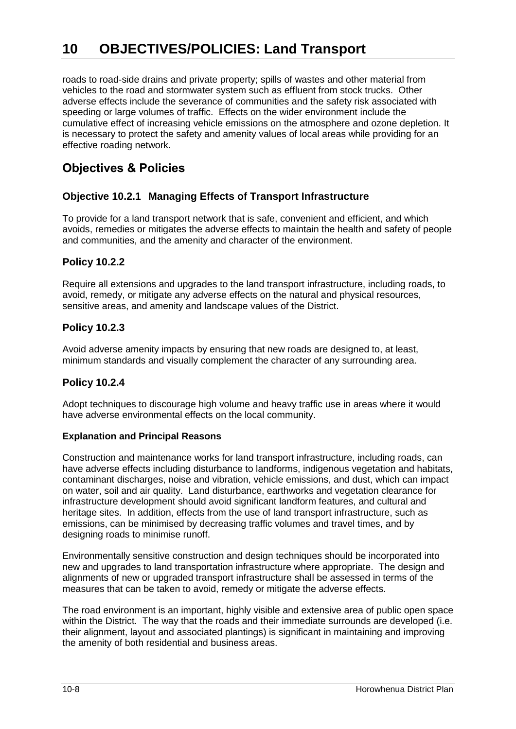roads to road-side drains and private property; spills of wastes and other material from vehicles to the road and stormwater system such as effluent from stock trucks. Other adverse effects include the severance of communities and the safety risk associated with speeding or large volumes of traffic. Effects on the wider environment include the cumulative effect of increasing vehicle emissions on the atmosphere and ozone depletion. It is necessary to protect the safety and amenity values of local areas while providing for an effective roading network.

## Objectives & Policies

### Objective 10.2.1 Managing Effects of Transport Infrastructure

To provide for a land transport network that is safe, convenient and efficient, and which avoids, remedies or mitigates the adverse effects to maintain the health and safety of people and communities, and the amenity and character of the environment.

### Policy 10.2.2

Require all extensions and upgrades to the land transport infrastructure, including roads, to avoid, remedy, or mitigate any adverse effects on the natural and physical resources, sensitive areas, and amenity and landscape values of the District.

### Policy 10.2.3

Avoid adverse amenity impacts by ensuring that new roads are designed to, at least, minimum standards and visually complement the character of any surrounding area.

### Policy 10.2.4

Adopt techniques to discourage high volume and heavy traffic use in areas where it would have adverse environmental effects on the local community.

**Explanation and Principal Reasons**

Construction and maintenance works for land transport infrastructure, including roads, can have adverse effects including disturbance to landforms, indigenous vegetation and habitats, contaminant discharges, noise and vibration, vehicle emissions, and dust, which can impact on water, soil and air quality. Land disturbance, earthworks and vegetation clearance for infrastructure development should avoid significant landform features, and cultural and heritage sites. In addition, effects from the use of land transport infrastructure, such as emissions, can be minimised by decreasing traffic volumes and travel times, and by designing roads to minimise runoff.

Environmentally sensitive construction and design techniques should be incorporated into new and upgrades to land transportation infrastructure where appropriate. The design and alignments of new or upgraded transport infrastructure shall be assessed in terms of the measures that can be taken to avoid, remedy or mitigate the adverse effects.

The road environment is an important, highly visible and extensive area of public open space within the District. The way that the roads and their immediate surrounds are developed (i.e. their alignment, layout and associated plantings) is significant in maintaining and improving the amenity of both residential and business areas.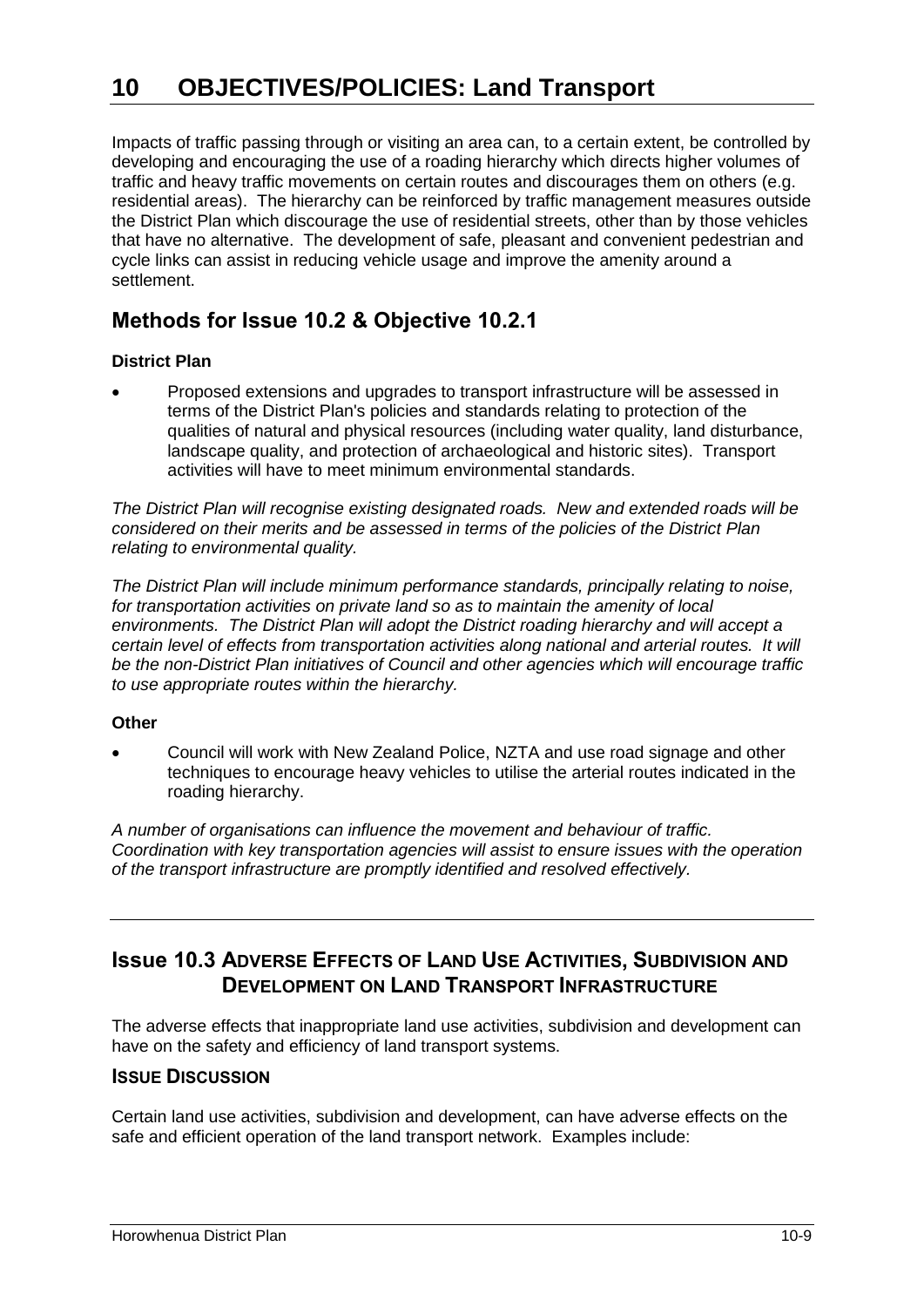# 10 OBJECTIVES/POLICIES: Land Transport

Impacts of traffic passing through or visiting an area can, to a certain extent, be controlled by developing and encouraging the use of a roading hierarchy which directs higher volumes of traffic and heavy traffic movements on certain routes and discourages them on others (e.g. residential areas). The hierarchy can be reinforced by traffic management measures outside the District Plan which discourage the use of residential streets, other than by those vehicles that have no alternative. The development of safe, pleasant and convenient pedestrian and cycle links can assist in reducing vehicle usage and improve the amenity around a settlement.

## Methods for Issue 10.2 & Objective 10.2.1

**District Plan**

- Proposed extensions and upgrades to transport infrastructure will be assessed in terms of the District Plan's policies and standards relating to protection of the qualities of natural and physical resources (including water quality, land disturbance, landscape quality, and protection of archaeological and historic sites). Transport activities will have to meet minimum environmental standards.

*The District Plan will recognise existing designated roads. New and extended roads will be considered on their merits and be assessed in terms of the policies of the District Plan relating to environmental quality.*

*The District Plan will include minimum performance standards, principally relating to noise, for transportation activities on private land so as to maintain the amenity of local environments. The District Plan will adopt the District roading hierarchy and will accept a certain level of effects from transportation activities along national and arterial routes. It will be the non-District Plan initiatives of Council and other agencies which will encourage traffic to use appropriate routes within the hierarchy.*

**Other**

- Council will work with New Zealand Police, NZTA and use road signage and other techniques to encourage heavy vehicles to utilise the arterial routes indicated in the roading hierarchy.

*A number of organisations can influence the movement and behaviour of traffic. Coordination with key transportation agencies will assist to ensure issues with the operation of the transport infrastructure are promptly identified and resolved effectively.*

---

## Issue 10.3 ADVERSE EFFECTS OF LAND USE ACTIVITIES, SUBDIVISION AND DEVELOPMENT ON LAND TRANSPORT INFRASTRUCTURE

The adverse effects that inappropriate land use activities, subdivision and development can have on the safety and efficiency of land transport systems.

### ISSUE DISCUSSION

Certain land use activities, subdivision and development, can have adverse effects on the safe and efficient operation of the land transport network. Examples include: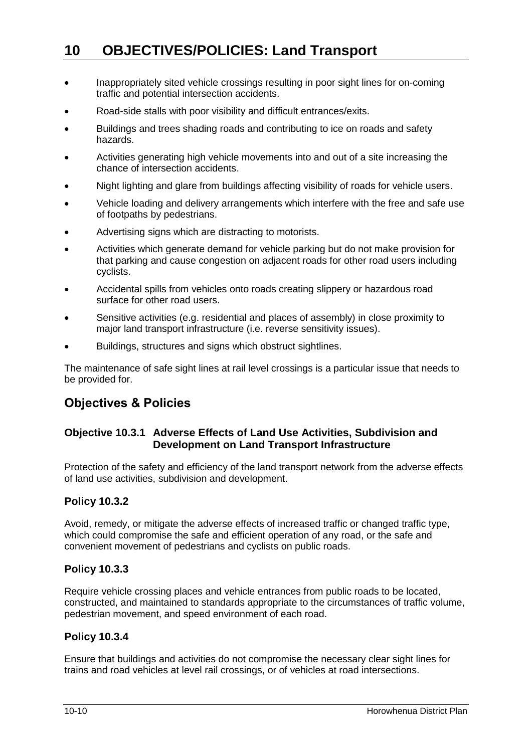- Inappropriately sited vehicle crossings resulting in poor sight lines for on-coming traffic and potential intersection accidents.
- Road-side stalls with poor visibility and difficult entrances/exits.
- Buildings and trees shading roads and contributing to ice on roads and safety hazards.
- Activities generating high vehicle movements into and out of a site increasing the chance of intersection accidents.
- Night lighting and glare from buildings affecting visibility of roads for vehicle users.
- Vehicle loading and delivery arrangements which interfere with the free and safe use of footpaths by pedestrians.
- Advertising signs which are distracting to motorists.
- Activities which generate demand for vehicle parking but do not make provision for that parking and cause congestion on adjacent roads for other road users including cyclists.
- Accidental spills from vehicles onto roads creating slippery or hazardous road surface for other road users.
- Sensitive activities (e.g. residential and places of assembly) in close proximity to major land transport infrastructure (i.e. reverse sensitivity issues).
- Buildings, structures and signs which obstruct sightlines.

The maintenance of safe sight lines at rail level crossings is a particular issue that needs to be provided for.

## Objectives & Policies

### Objective 10.3.1 Adverse Effects of Land Use Activities, Subdivision and Development on Land Transport Infrastructure

Protection of the safety and efficiency of the land transport network from the adverse effects of land use activities, subdivision and development.

### Policy 10.3.2

Avoid, remedy, or mitigate the adverse effects of increased traffic or changed traffic type, which could compromise the safe and efficient operation of any road, or the safe and convenient movement of pedestrians and cyclists on public roads.

### Policy 10.3.3

Require vehicle crossing places and vehicle entrances from public roads to be located, constructed, and maintained to standards appropriate to the circumstances of traffic volume, pedestrian movement, and speed environment of each road.

### Policy 10.3.4

Ensure that buildings and activities do not compromise the necessary clear sight lines for trains and road vehicles at level rail crossings, or of vehicles at road intersections.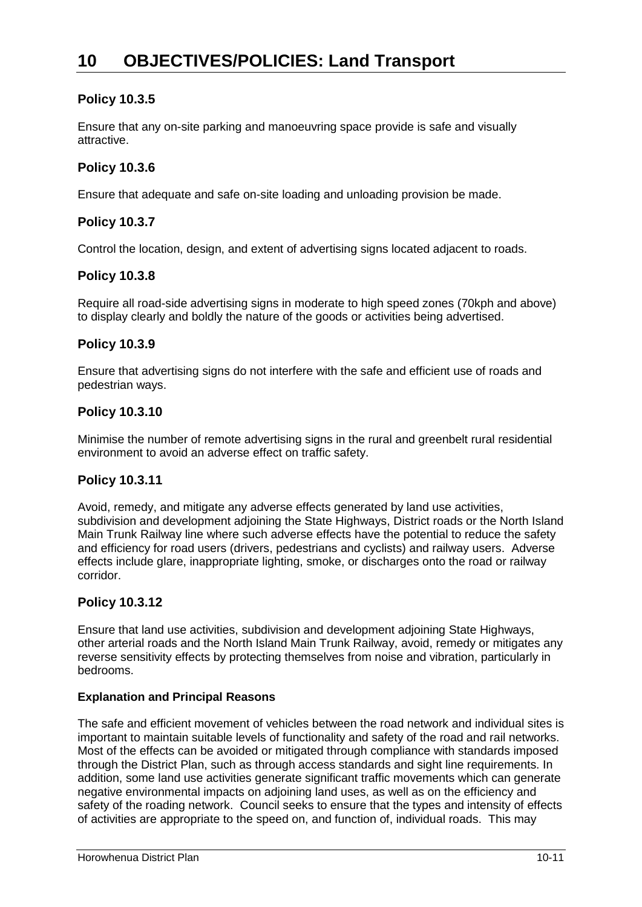# 10 OBJECTIVES/POLICIES: Land Transport

## Policy 10.3.5

Ensure that any on-site parking and manoeuvring space provide is safe and visually attractive.

## Policy 10.3.6

Ensure that adequate and safe on-site loading and unloading provision be made.

## Policy 10.3.7

Control the location, design, and extent of advertising signs located adjacent to roads.

## Policy 10.3.8

Require all road-side advertising signs in moderate to high speed zones (70kph and above) to display clearly and boldly the nature of the goods or activities being advertised.

## Policy 10.3.9

Ensure that advertising signs do not interfere with the safe and efficient use of roads and pedestrian ways.

## Policy 10.3.10

Minimise the number of remote advertising signs in the rural and greenbelt rural residential environment to avoid an adverse effect on traffic safety.

## Policy 10.3.11

Avoid, remedy, and mitigate any adverse effects generated by land use activities, subdivision and development adjoining the State Highways, District roads or the North Island Main Trunk Railway line where such adverse effects have the potential to reduce the safety and efficiency for road users (drivers, pedestrians and cyclists) and railway users. Adverse effects include glare, inappropriate lighting, smoke, or discharges onto the road or railway corridor.

## Policy 10.3.12

Ensure that land use activities, subdivision and development adjoining State Highways, other arterial roads and the North Island Main Trunk Railway, avoid, remedy or mitigates any reverse sensitivity effects by protecting themselves from noise and vibration, particularly in bedrooms.

**Explanation and Principal Reasons**

The safe and efficient movement of vehicles between the road network and individual sites is important to maintain suitable levels of functionality and safety of the road and rail networks. Most of the effects can be avoided or mitigated through compliance with standards imposed through the District Plan, such as through access standards and sight line requirements. In addition, some land use activities generate significant traffic movements which can generate negative environmental impacts on adjoining land uses, as well as on the efficiency and safety of the roading network. Council seeks to ensure that the types and intensity of effects of activities are appropriate to the speed on, and function of, individual roads. This may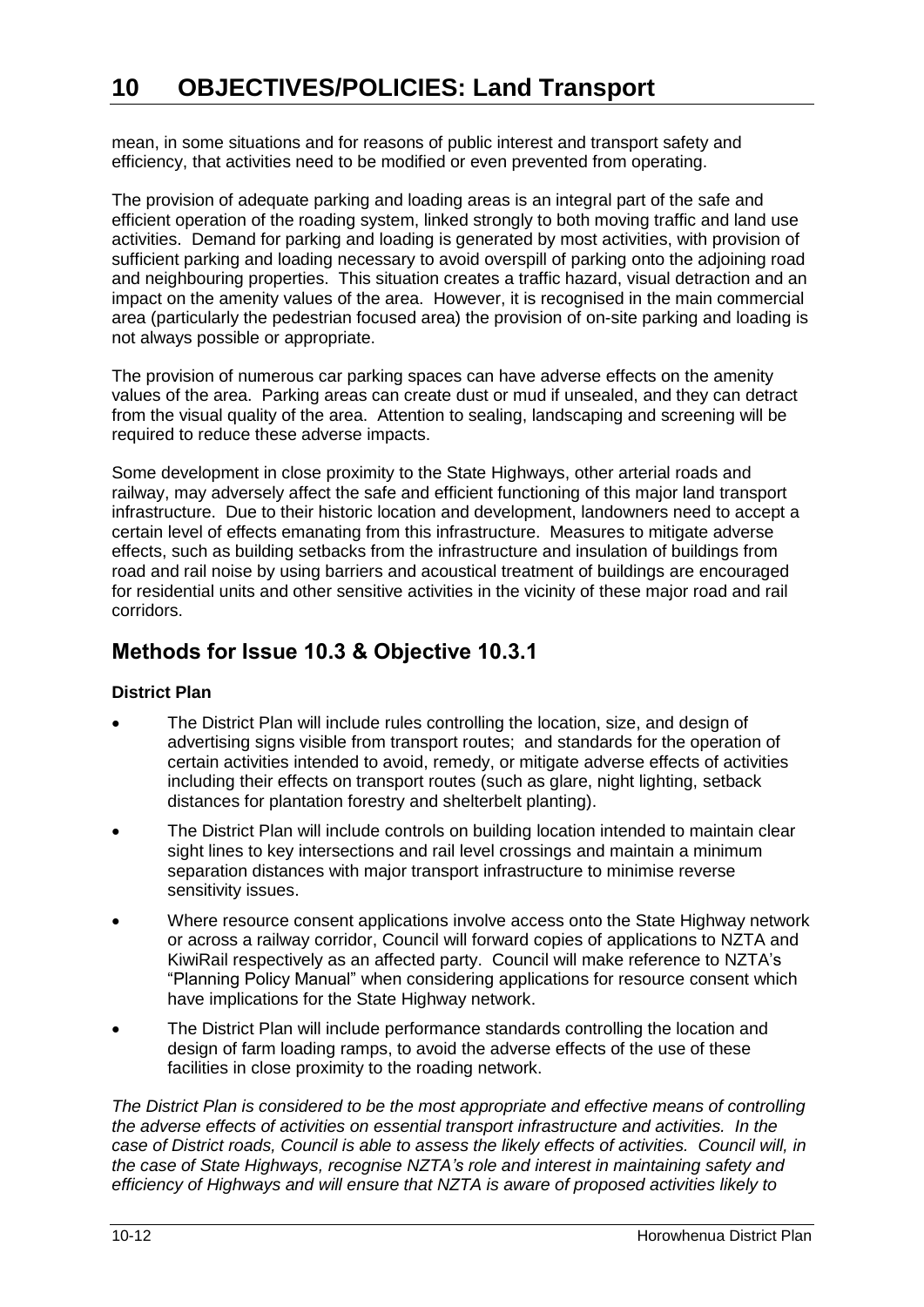mean, in some situations and for reasons of public interest and transport safety and efficiency, that activities need to be modified or even prevented from operating.

The provision of adequate parking and loading areas is an integral part of the safe and efficient operation of the roading system, linked strongly to both moving traffic and land use activities. Demand for parking and loading is generated by most activities, with provision of sufficient parking and loading necessary to avoid overspill of parking onto the adjoining road and neighbouring properties. This situation creates a traffic hazard, visual detraction and an impact on the amenity values of the area. However, it is recognised in the main commercial area (particularly the pedestrian focused area) the provision of on-site parking and loading is not always possible or appropriate.

The provision of numerous car parking spaces can have adverse effects on the amenity values of the area. Parking areas can create dust or mud if unsealed, and they can detract from the visual quality of the area. Attention to sealing, landscaping and screening will be required to reduce these adverse impacts.

Some development in close proximity to the State Highways, other arterial roads and railway, may adversely affect the safe and efficient functioning of this major land transport infrastructure. Due to their historic location and development, landowners need to accept a certain level of effects emanating from this infrastructure. Measures to mitigate adverse effects, such as building setbacks from the infrastructure and insulation of buildings from road and rail noise by using barriers and acoustical treatment of buildings are encouraged for residential units and other sensitive activities in the vicinity of these major road and rail corridors.

## Methods for Issue 10.3 & Objective 10.3.1

**District Plan**

- The District Plan will include rules controlling the location, size, and design of advertising signs visible from transport routes; and standards for the operation of certain activities intended to avoid, remedy, or mitigate adverse effects of activities including their effects on transport routes (such as glare, night lighting, setback distances for plantation forestry and shelterbelt planting).
- The District Plan will include controls on building location intended to maintain clear sight lines to key intersections and rail level crossings and maintain a minimum separation distances with major transport infrastructure to minimise reverse sensitivity issues.
- Where resource consent applications involve access onto the State Highway network or across a railway corridor, Council will forward copies of applications to NZTA and KiwiRail respectively as an affected party. Council will make reference to NZTA's "Planning Policy Manual" when considering applications for resource consent which have implications for the State Highway network.
- The District Plan will include performance standards controlling the location and design of farm loading ramps, to avoid the adverse effects of the use of these facilities in close proximity to the roading network.

*The District Plan is considered to be the most appropriate and effective means of controlling the adverse effects of activities on essential transport infrastructure and activities. In the case of District roads, Council is able to assess the likely effects of activities. Council will, in the case of State Highways, recognise NZTA's role and interest in maintaining safety and efficiency of Highways and will ensure that NZTA is aware of proposed activities likely to*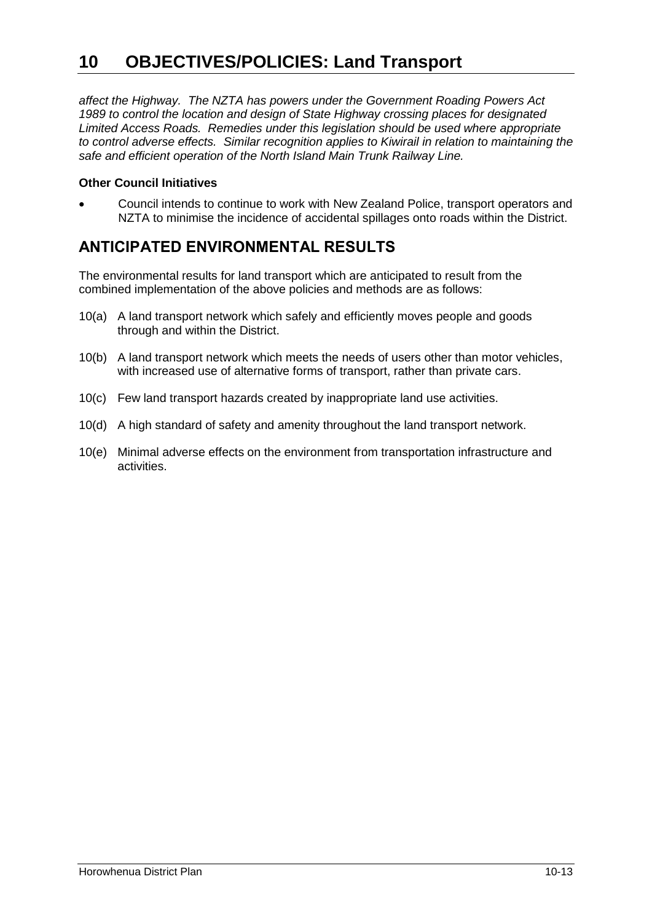*affect the Highway. The NZTA has powers under the Government Roading Powers Act 1989 to control the location and design of State Highway crossing places for designated Limited Access Roads. Remedies under this legislation should be used where appropriate to control adverse effects. Similar recognition applies to Kiwirail in relation to maintaining the safe and efficient operation of the North Island Main Trunk Railway Line.*

**Other Council Initiatives**

- Council intends to continue to work with New Zealand Police, transport operators and NZTA to minimise the incidence of accidental spillages onto roads within the District.

## ANTICIPATED ENVIRONMENTAL RESULTS

The environmental results for land transport which are anticipated to result from the combined implementation of the above policies and methods are as follows:

10(a) A land transport network which safely and efficiently moves people and goods through and within the District.

10(b) A land transport network which meets the needs of users other than motor vehicles, with increased use of alternative forms of transport, rather than private cars.

10(c) Few land transport hazards created by inappropriate land use activities.

10(d) A high standard of safety and amenity throughout the land transport network.

10(e) Minimal adverse effects on the environment from transportation infrastructure and activities.